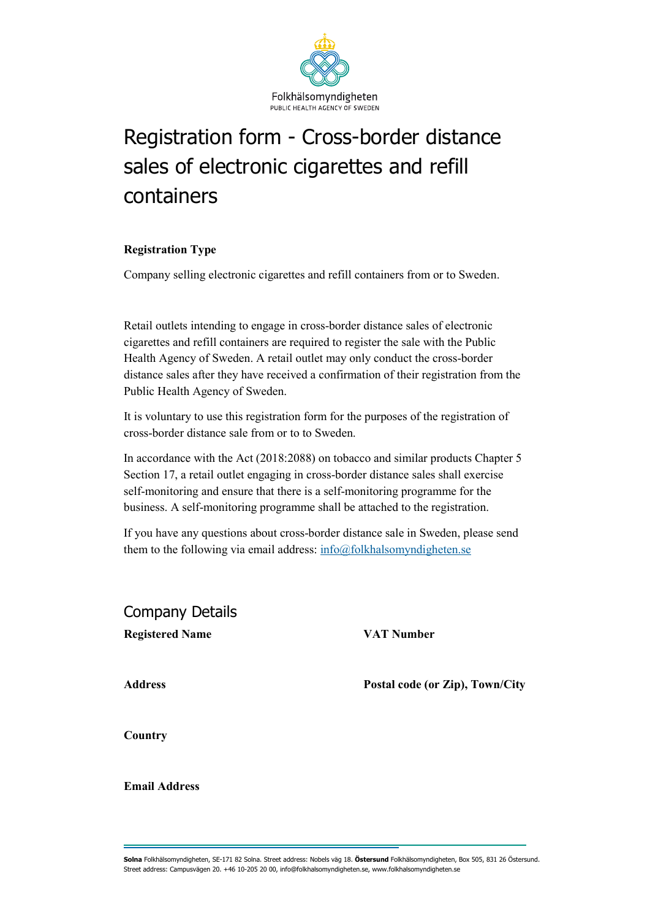Folkhälsomyndigheten
PUBLIC HEALTH AGENCY OF SWEDEN

# Registration form - Cross-border distance sales of electronic cigarettes and refill containers

**Registration Type**

Company selling electronic cigarettes and refill containers from or to Sweden.

Retail outlets intending to engage in cross-border distance sales of electronic cigarettes and refill containers are required to register the sale with the Public Health Agency of Sweden. A retail outlet may only conduct the cross-border distance sales after they have received a confirmation of their registration from the Public Health Agency of Sweden.

It is voluntary to use this registration form for the purposes of the registration of cross-border distance sale from or to to Sweden.

In accordance with the Act (2018:2088) on tobacco and similar products Chapter 5 Section 17, a retail outlet engaging in cross-border distance sales shall exercise self-monitoring and ensure that there is a self-monitoring programme for the business. A self-monitoring programme shall be attached to the registration.

If you have any questions about cross-border distance sale in Sweden, please send them to the following via email address: info@folkhalsomyndigheten.se

## Company Details

**Registered Name**

**VAT Number**

**Address**

**Postal code (or Zip), Town/City**

**Country**

**Email Address**

**Solna** Folkhälsomyndigheten, SE-171 82 Solna. Street address: Nobels väg 18. **Östersund** Folkhälsomyndigheten, Box 505, 831 26 Östersund. Street address: Campusvägen 20. +46 10-205 20 00, info@folkhalsomyndigheten.se, www.folkhalsomyndigheten.se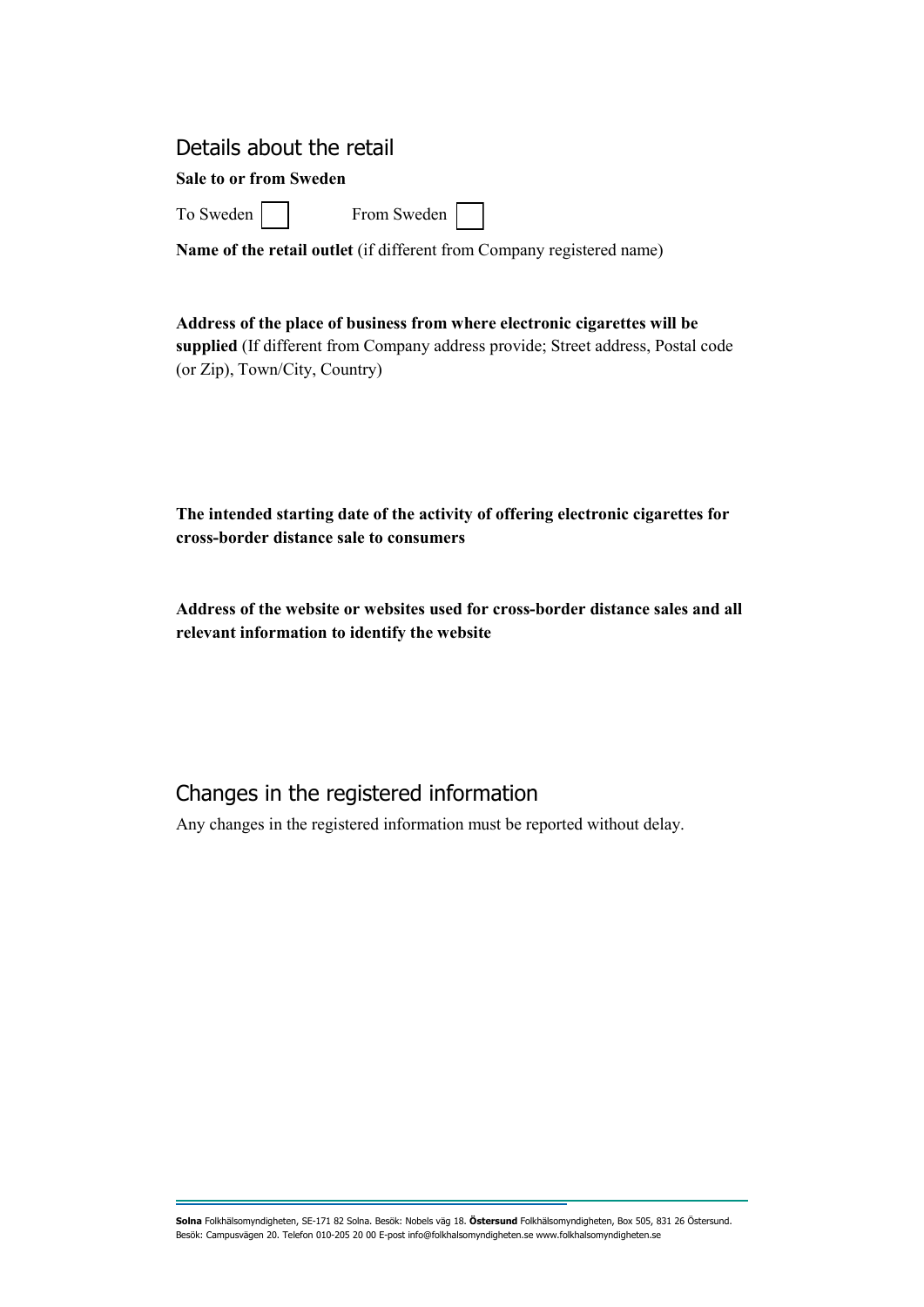## Details about the retail

**Sale to or from Sweden**

To Sweden ☐ From Sweden ☐

**Name of the retail outlet** (if different from Company registered name)

**Address of the place of business from where electronic cigarettes will be supplied** (If different from Company address provide; Street address, Postal code (or Zip), Town/City, Country)

**The intended starting date of the activity of offering electronic cigarettes for cross-border distance sale to consumers**

**Address of the website or websites used for cross-border distance sales and all relevant information to identify the website**

## Changes in the registered information

Any changes in the registered information must be reported without delay.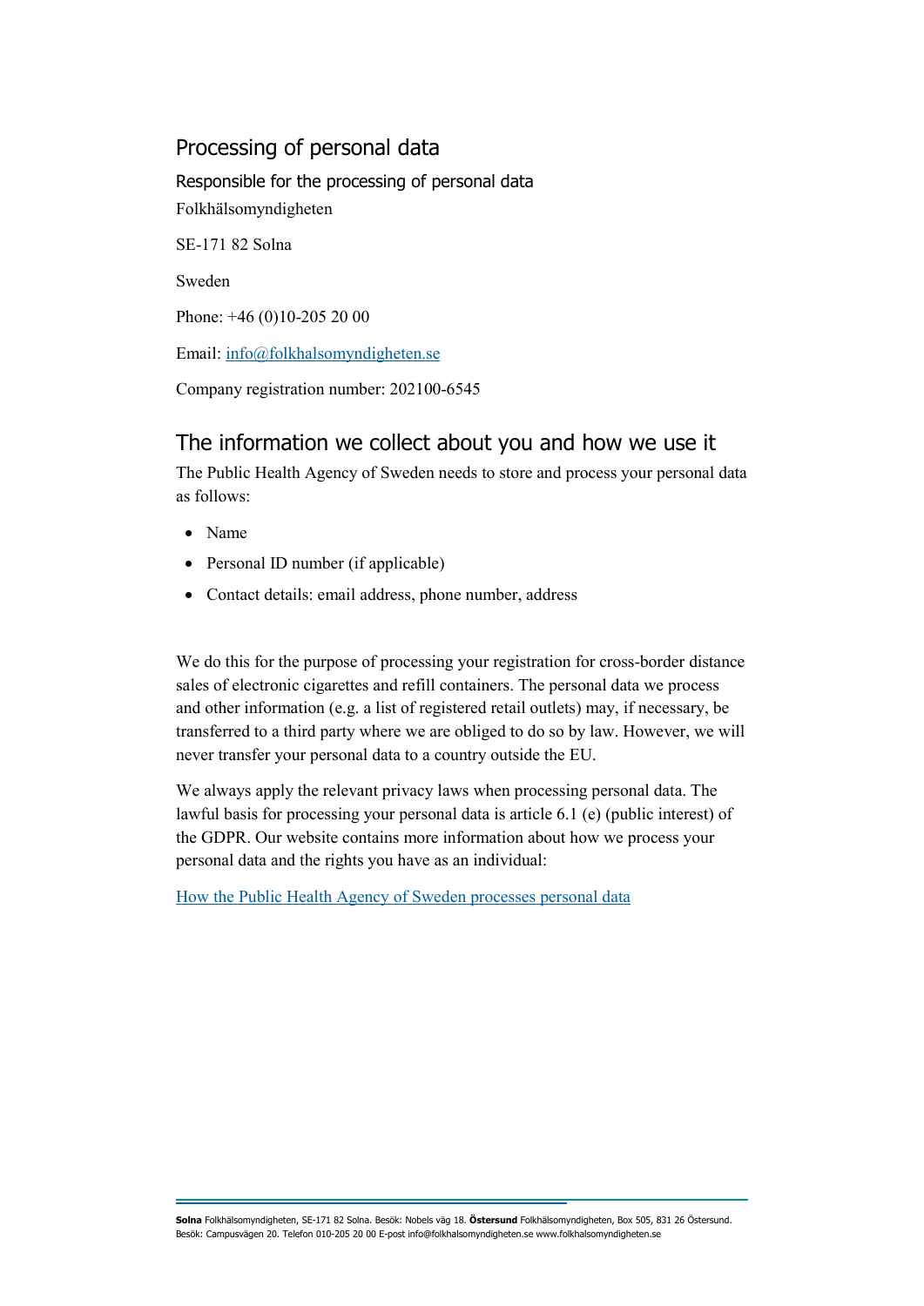## Processing of personal data

### Responsible for the processing of personal data

Folkhälsomyndigheten

SE-171 82 Solna

Sweden

Phone: +46 (0)10-205 20 00

Email: [info@folkhalsomyndigheten.se](mailto:info@folkhalsomyndigheten.se)

Company registration number: 202100-6545

## The information we collect about you and how we use it

The Public Health Agency of Sweden needs to store and process your personal data as follows:

- Name
- Personal ID number (if applicable)
- Contact details: email address, phone number, address

We do this for the purpose of processing your registration for cross-border distance sales of electronic cigarettes and refill containers. The personal data we process and other information (e.g. a list of registered retail outlets) may, if necessary, be transferred to a third party where we are obliged to do so by law. However, we will never transfer your personal data to a country outside the EU.

We always apply the relevant privacy laws when processing personal data. The lawful basis for processing your personal data is article 6.1 (e) (public interest) of the GDPR. Our website contains more information about how we process your personal data and the rights you have as an individual:

How the Public Health Agency of Sweden processes personal data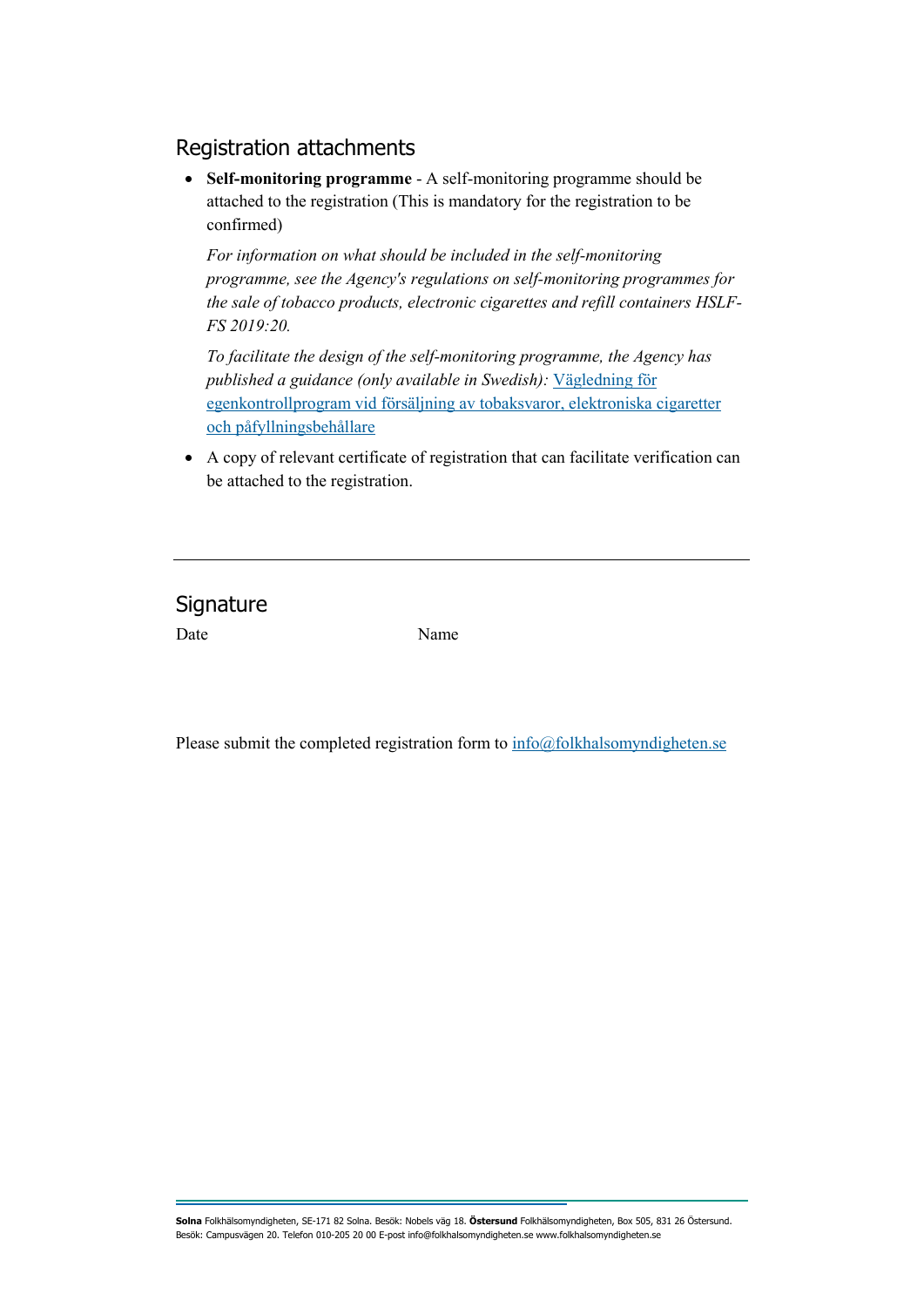## Registration attachments

- **Self-monitoring programme** - A self-monitoring programme should be attached to the registration (This is mandatory for the registration to be confirmed)

  *For information on what should be included in the self-monitoring programme, see the Agency's regulations on self-monitoring programmes for the sale of tobacco products, electronic cigarettes and refill containers HSLF-FS 2019:20.*

  *To facilitate the design of the self-monitoring programme, the Agency has published a guidance (only available in Swedish):* Vägledning för egenkontrollprogram vid försäljning av tobaksvaror, elektroniska cigaretter och påfyllningsbehållare

- A copy of relevant certificate of registration that can facilitate verification can be attached to the registration.

---

## Signature

Date Name

Please submit the completed registration form to info@folkhalsomyndigheten.se